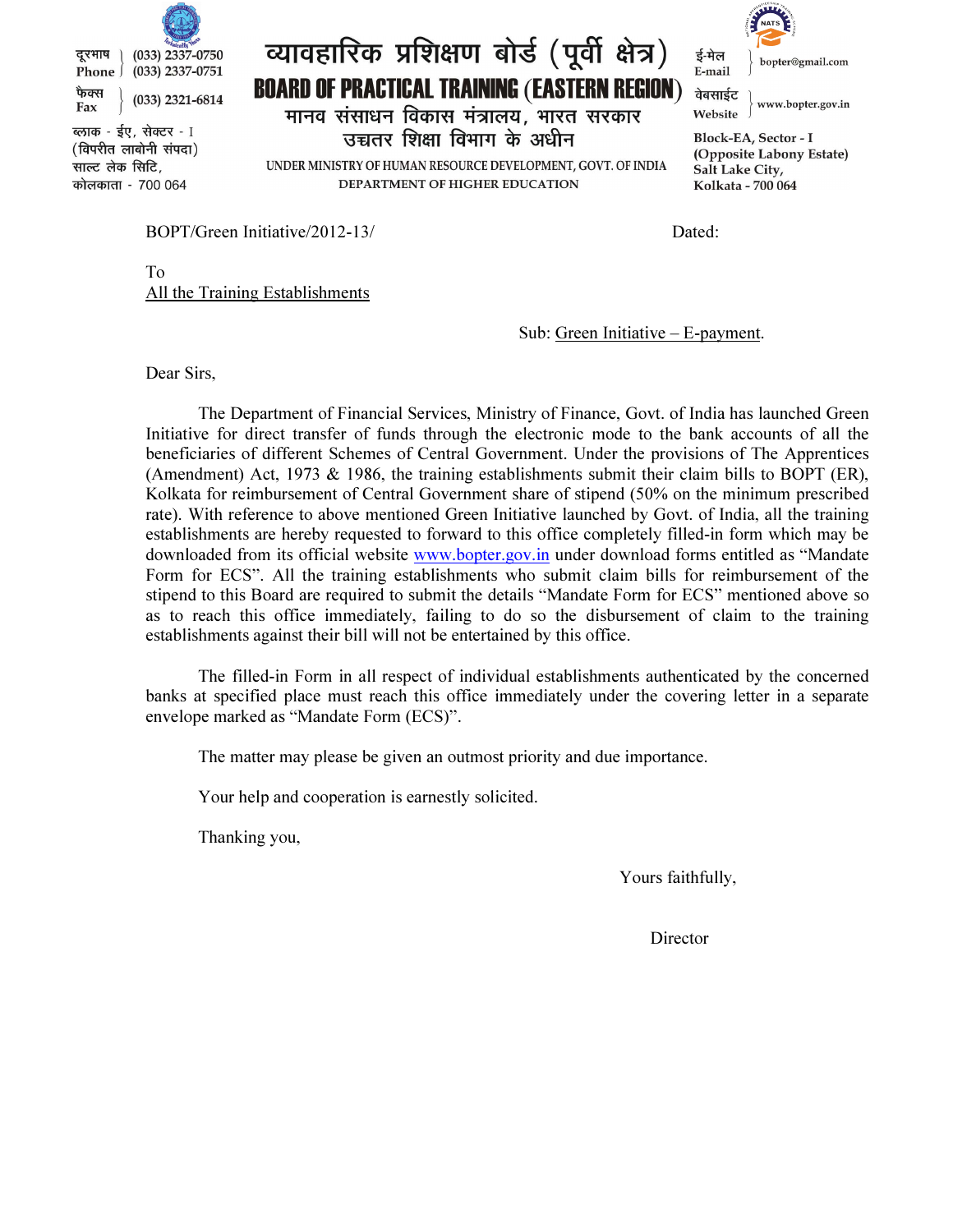दूरभाष / Phone: (033) 2337-0750, (033) 2337-0751

फैक्स / Fax: (033) 2321-6814

ब्लाक - ईए, सेक्टर - I
(विपरीत लाबोनी संपदा)
साल्ट लेक सिटि,
कोलकाता - 700 064

# व्यावहारिक प्रशिक्षण बोर्ड (पूर्वी क्षेत्र)

# BOARD OF PRACTICAL TRAINING (EASTERN REGION)

मानव संसाधन विकास मंत्रालय, भारत सरकार
उच्चतर शिक्षा विभाग के अधीन

UNDER MINISTRY OF HUMAN RESOURCE DEVELOPMENT, GOVT. OF INDIA
DEPARTMENT OF HIGHER EDUCATION

ई-मेल / E-mail: bopter@gmail.com

वेबसाईट / Website: www.bopter.gov.in

**Block-EA, Sector - I**
**(Opposite Labony Estate)**
**Salt Lake City,**
**Kolkata - 700 064**

BOPT/Green Initiative/2012-13/ Dated:

To
All the Training Establishments

Sub: Green Initiative – E-payment.

Dear Sirs,

The Department of Financial Services, Ministry of Finance, Govt. of India has launched Green Initiative for direct transfer of funds through the electronic mode to the bank accounts of all the beneficiaries of different Schemes of Central Government. Under the provisions of The Apprentices (Amendment) Act, 1973 & 1986, the training establishments submit their claim bills to BOPT (ER), Kolkata for reimbursement of Central Government share of stipend (50% on the minimum prescribed rate). With reference to above mentioned Green Initiative launched by Govt. of India, all the training establishments are hereby requested to forward to this office completely filled-in form which may be downloaded from its official website www.bopter.gov.in under download forms entitled as "Mandate Form for ECS". All the training establishments who submit claim bills for reimbursement of the stipend to this Board are required to submit the details "Mandate Form for ECS" mentioned above so as to reach this office immediately, failing to do so the disbursement of claim to the training establishments against their bill will not be entertained by this office.

The filled-in Form in all respect of individual establishments authenticated by the concerned banks at specified place must reach this office immediately under the covering letter in a separate envelope marked as "Mandate Form (ECS)".

The matter may please be given an outmost priority and due importance.

Your help and cooperation is earnestly solicited.

Thanking you,

Yours faithfully,

Director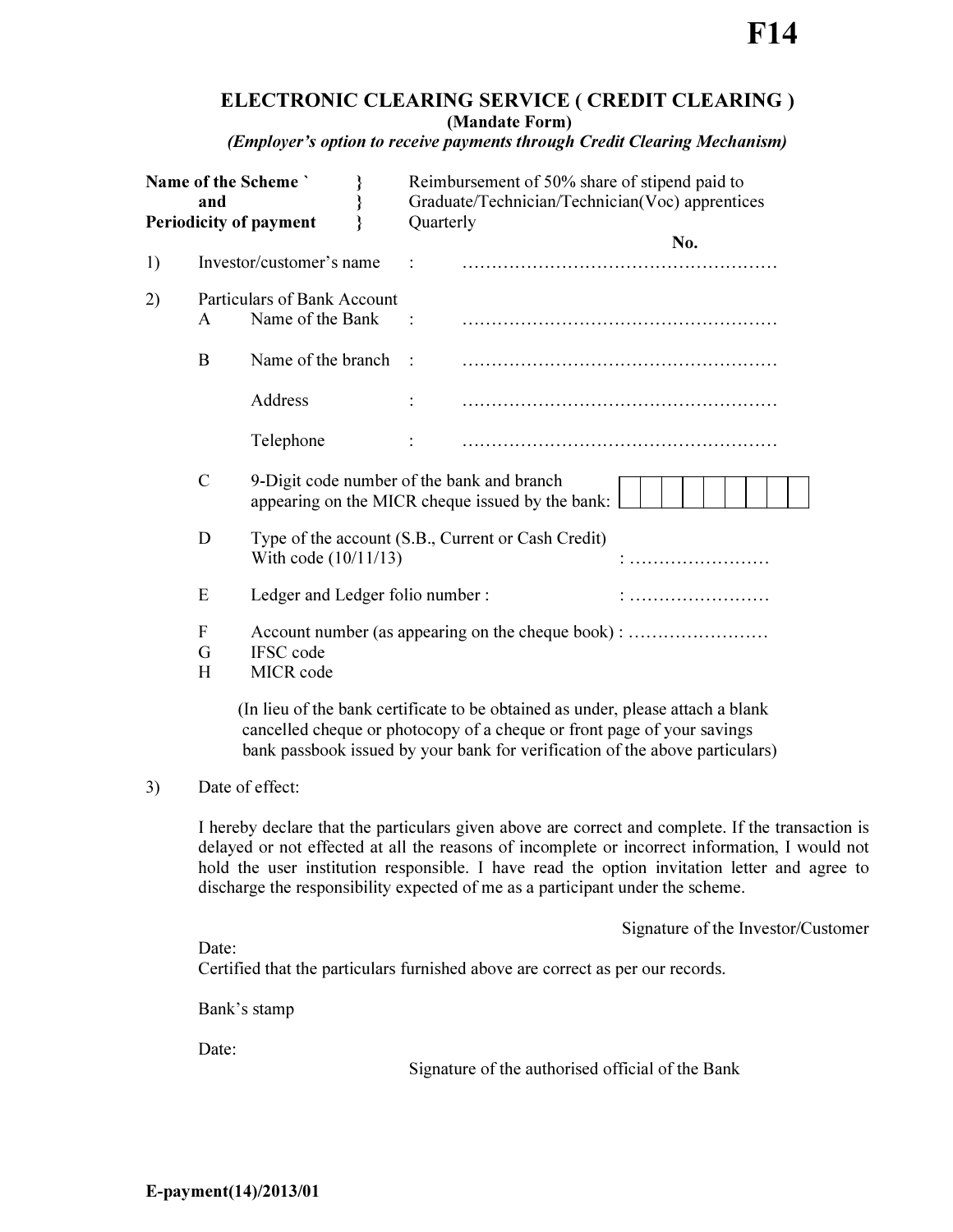# F14

## ELECTRONIC CLEARING SERVICE ( CREDIT CLEARING )

**(Mandate Form)**

***(Employer's option to receive payments through Credit Clearing Mechanism)***

| | | |
|---|---|---|
| **Name of the Scheme `** **and** **Periodicity of payment** | } } } | Reimbursement of 50% share of stipend paid to Graduate/Technician/Technician(Voc) apprentices Quarterly |

**No.**

1) Investor/customer's name : ……………………………………………

2) Particulars of Bank Account

   A Name of the Bank : ……………………………………………

   B Name of the branch : ……………………………………………

   Address : ……………………………………………

   Telephone : ……………………………………………

   C 9-Digit code number of the bank and branch appearing on the MICR cheque issued by the bank: | | | | | | | | | |

   D Type of the account (S.B., Current or Cash Credit) With code (10/11/13) : ……………………

   E Ledger and Ledger folio number : : ……………………

   F Account number (as appearing on the cheque book) : ……………………

   G IFSC code

   H MICR code

   (In lieu of the bank certificate to be obtained as under, please attach a blank cancelled cheque or photocopy of a cheque or front page of your savings bank passbook issued by your bank for verification of the above particulars)

3) Date of effect:

I hereby declare that the particulars given above are correct and complete. If the transaction is delayed or not effected at all the reasons of incomplete or incorrect information, I would not hold the user institution responsible. I have read the option invitation letter and agree to discharge the responsibility expected of me as a participant under the scheme.

Signature of the Investor/Customer

Date:

Certified that the particulars furnished above are correct as per our records.

Bank's stamp

Date:

Signature of the authorised official of the Bank

**E-payment(14)/2013/01**